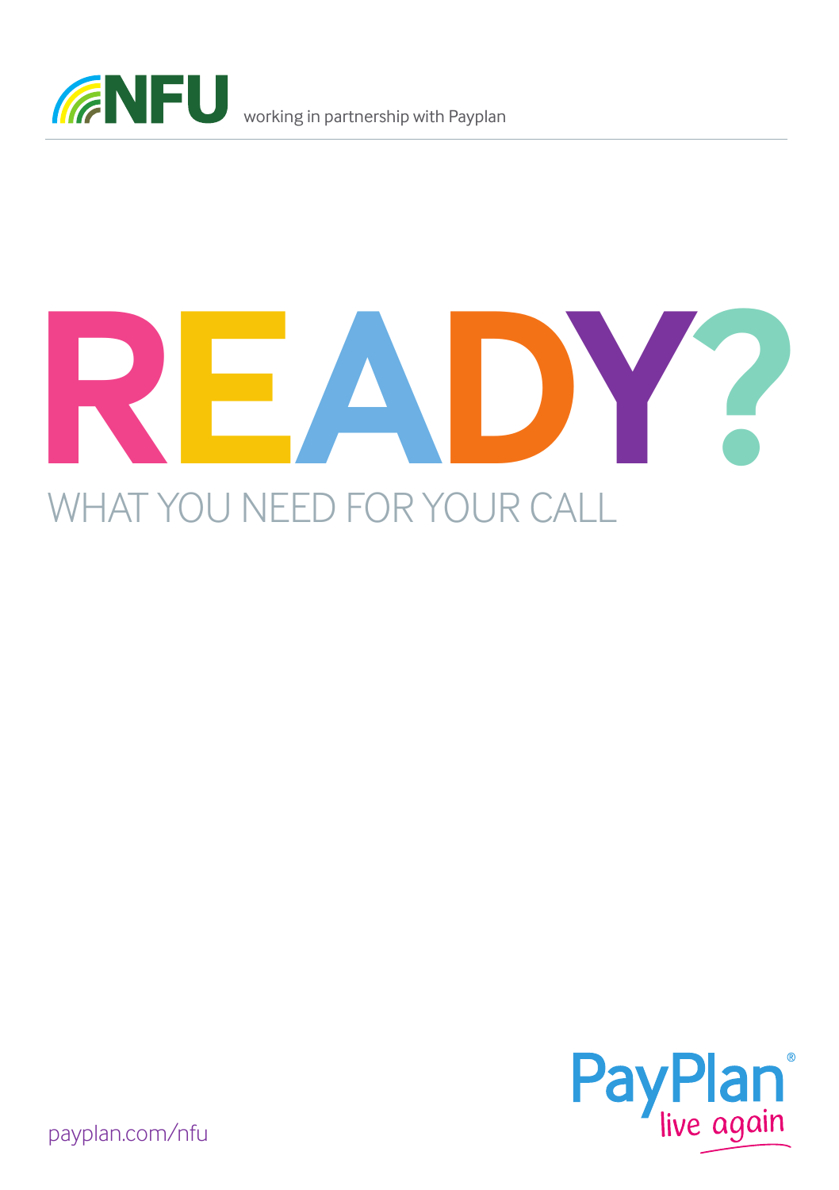NFU working in partnership with Payplan

# READY?

## WHAT YOU NEED FOR YOUR CALL

PayPlan® live again

payplan.com/nfu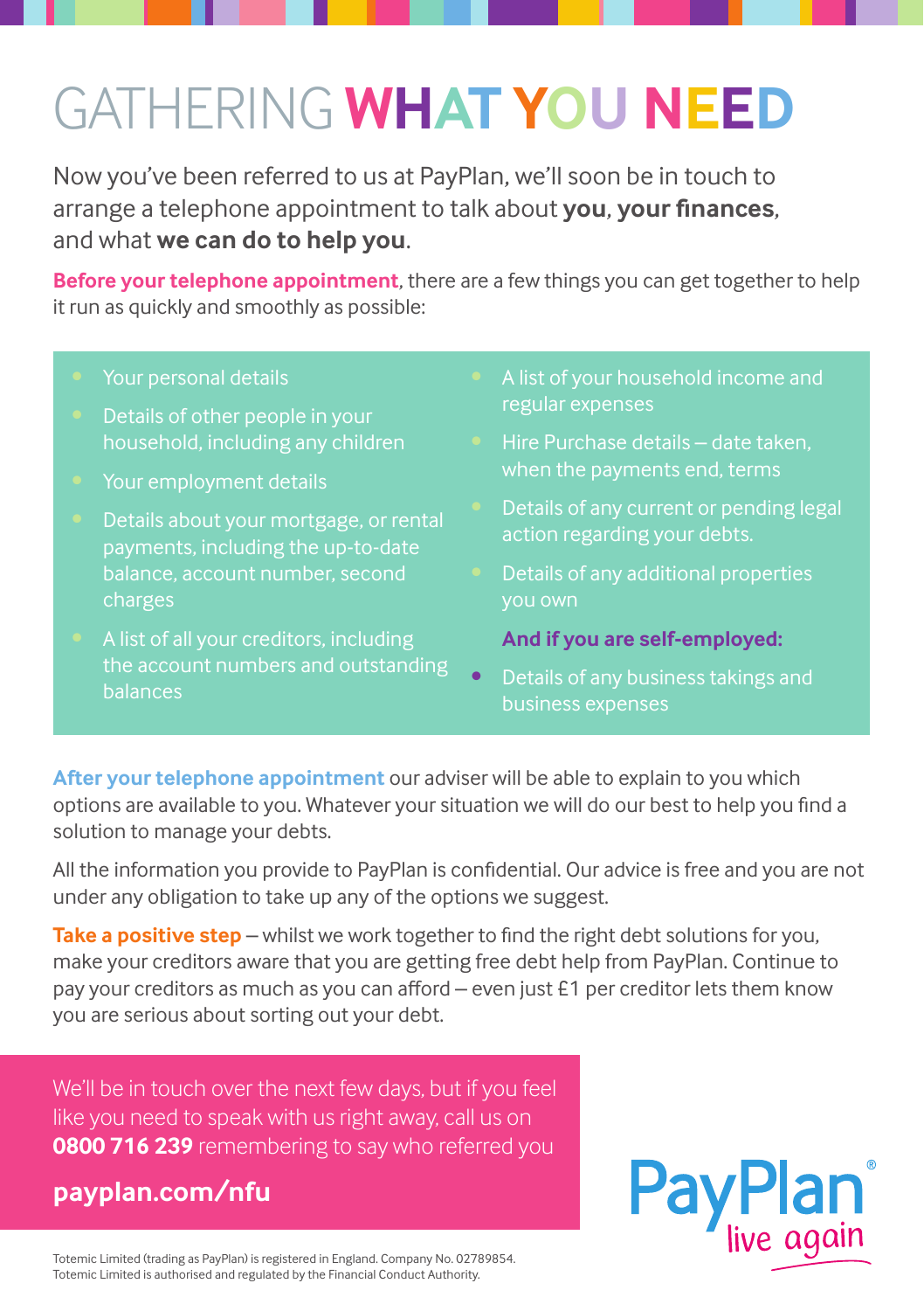# GATHERING WHAT YOU NEED

Now you've been referred to us at PayPlan, we'll soon be in touch to arrange a telephone appointment to talk about **you**, **your finances**, and what **we can do to help you**.

**Before your telephone appointment**, there are a few things you can get together to help it run as quickly and smoothly as possible:

- Your personal details
- Details of other people in your household, including any children
- Your employment details
- Details about your mortgage, or rental payments, including the up-to-date balance, account number, second charges
- A list of all your creditors, including the account numbers and outstanding balances
- A list of your household income and regular expenses
- Hire Purchase details – date taken, when the payments end, terms
- Details of any current or pending legal action regarding your debts.
- Details of any additional properties you own

**And if you are self-employed:**

- Details of any business takings and business expenses

**After your telephone appointment** our adviser will be able to explain to you which options are available to you. Whatever your situation we will do our best to help you find a solution to manage your debts.

All the information you provide to PayPlan is confidential. Our advice is free and you are not under any obligation to take up any of the options we suggest.

**Take a positive step** – whilst we work together to find the right debt solutions for you, make your creditors aware that you are getting free debt help from PayPlan. Continue to pay your creditors as much as you can afford – even just £1 per creditor lets them know you are serious about sorting out your debt.

We'll be in touch over the next few days, but if you feel like you need to speak with us right away, call us on **0800 716 239** remembering to say who referred you

**payplan.com/nfu**

PayPlan® live again

Totemic Limited (trading as PayPlan) is registered in England. Company No. 02789854.
Totemic Limited is authorised and regulated by the Financial Conduct Authority.